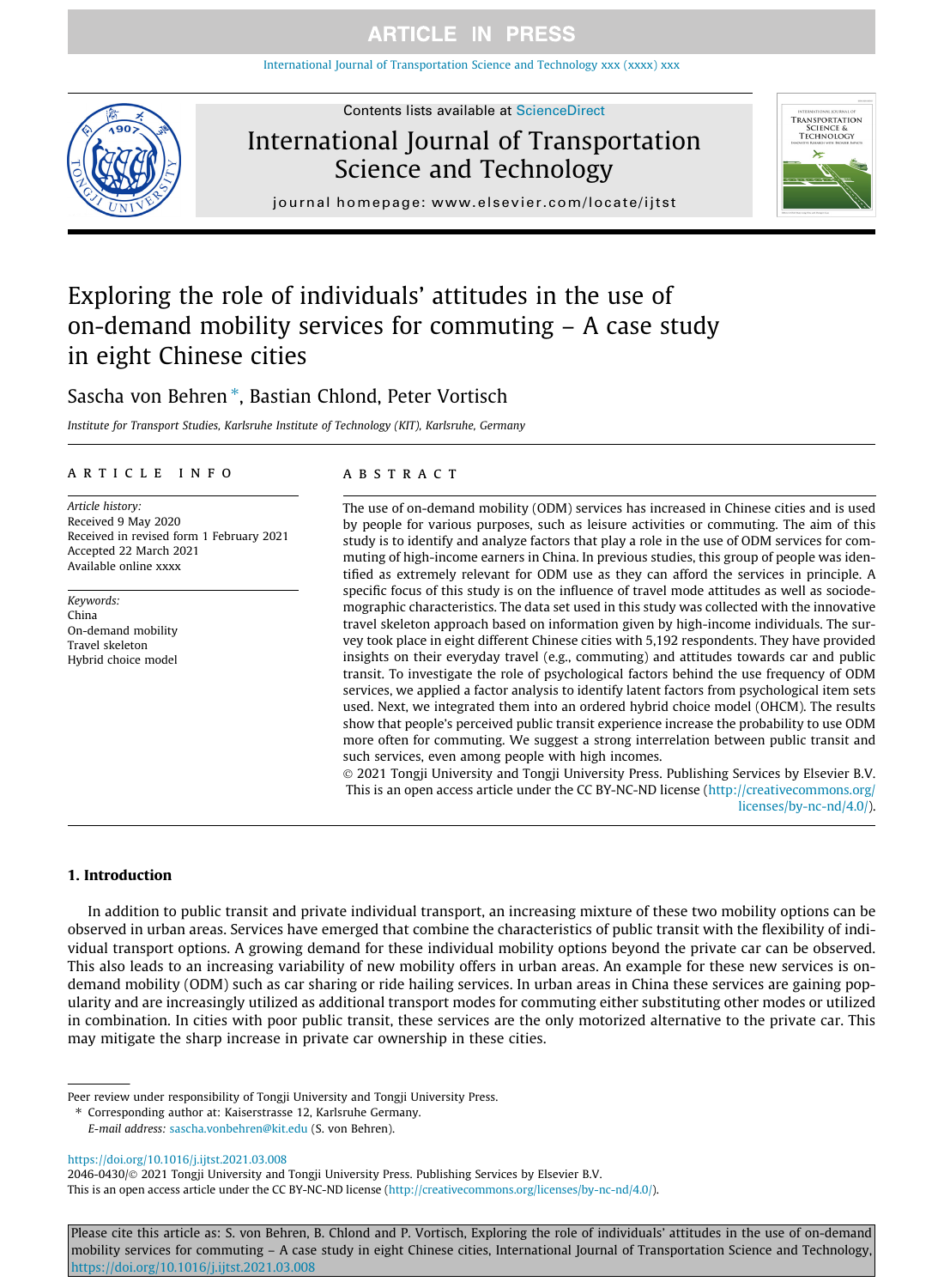# Exploring the role of individuals' attitudes in the use of on-demand mobility services for commuting – A case study in eight Chinese cities

Sascha von Behren *, Bastian Chlond, Peter Vortisch

*Institute for Transport Studies, Karlsruhe Institute of Technology (KIT), Karlsruhe, Germany*

## ARTICLE INFO

*Article history:*
Received 9 May 2020
Received in revised form 1 February 2021
Accepted 22 March 2021
Available online xxxx

*Keywords:*
China
On-demand mobility
Travel skeleton
Hybrid choice model

## ABSTRACT

The use of on-demand mobility (ODM) services has increased in Chinese cities and is used by people for various purposes, such as leisure activities or commuting. The aim of this study is to identify and analyze factors that play a role in the use of ODM services for commuting of high-income earners in China. In previous studies, this group of people was identified as extremely relevant for ODM use as they can afford the services in principle. A specific focus of this study is on the influence of travel mode attitudes as well as sociodemographic characteristics. The data set used in this study was collected with the innovative travel skeleton approach based on information given by high-income individuals. The survey took place in eight different Chinese cities with 5,192 respondents. They have provided insights on their everyday travel (e.g., commuting) and attitudes towards car and public transit. To investigate the role of psychological factors behind the use frequency of ODM services, we applied a factor analysis to identify latent factors from psychological item sets used. Next, we integrated them into an ordered hybrid choice model (OHCM). The results show that people's perceived public transit experience increase the probability to use ODM more often for commuting. We suggest a strong interrelation between public transit and such services, even among people with high incomes.

© 2021 Tongji University and Tongji University Press. Publishing Services by Elsevier B.V. This is an open access article under the CC BY-NC-ND license (http://creativecommons.org/licenses/by-nc-nd/4.0/).

## 1. Introduction

In addition to public transit and private individual transport, an increasing mixture of these two mobility options can be observed in urban areas. Services have emerged that combine the characteristics of public transit with the flexibility of individual transport options. A growing demand for these individual mobility options beyond the private car can be observed. This also leads to an increasing variability of new mobility offers in urban areas. An example for these new services is on-demand mobility (ODM) such as car sharing or ride hailing services. In urban areas in China these services are gaining popularity and are increasingly utilized as additional transport modes for commuting either substituting other modes or utilized in combination. In cities with poor public transit, these services are the only motorized alternative to the private car. This may mitigate the sharp increase in private car ownership in these cities.

---

Peer review under responsibility of Tongji University and Tongji University Press.

* Corresponding author at: Kaiserstrasse 12, Karlsruhe Germany.
*E-mail address:* sascha.vonbehren@kit.edu (S. von Behren).

https://doi.org/10.1016/j.ijtst.2021.03.008
2046-0430/© 2021 Tongji University and Tongji University Press. Publishing Services by Elsevier B.V.
This is an open access article under the CC BY-NC-ND license (http://creativecommons.org/licenses/by-nc-nd/4.0/).

Please cite this article as: S. von Behren, B. Chlond and P. Vortisch, Exploring the role of individuals' attitudes in the use of on-demand mobility services for commuting – A case study in eight Chinese cities, International Journal of Transportation Science and Technology, https://doi.org/10.1016/j.ijtst.2021.03.008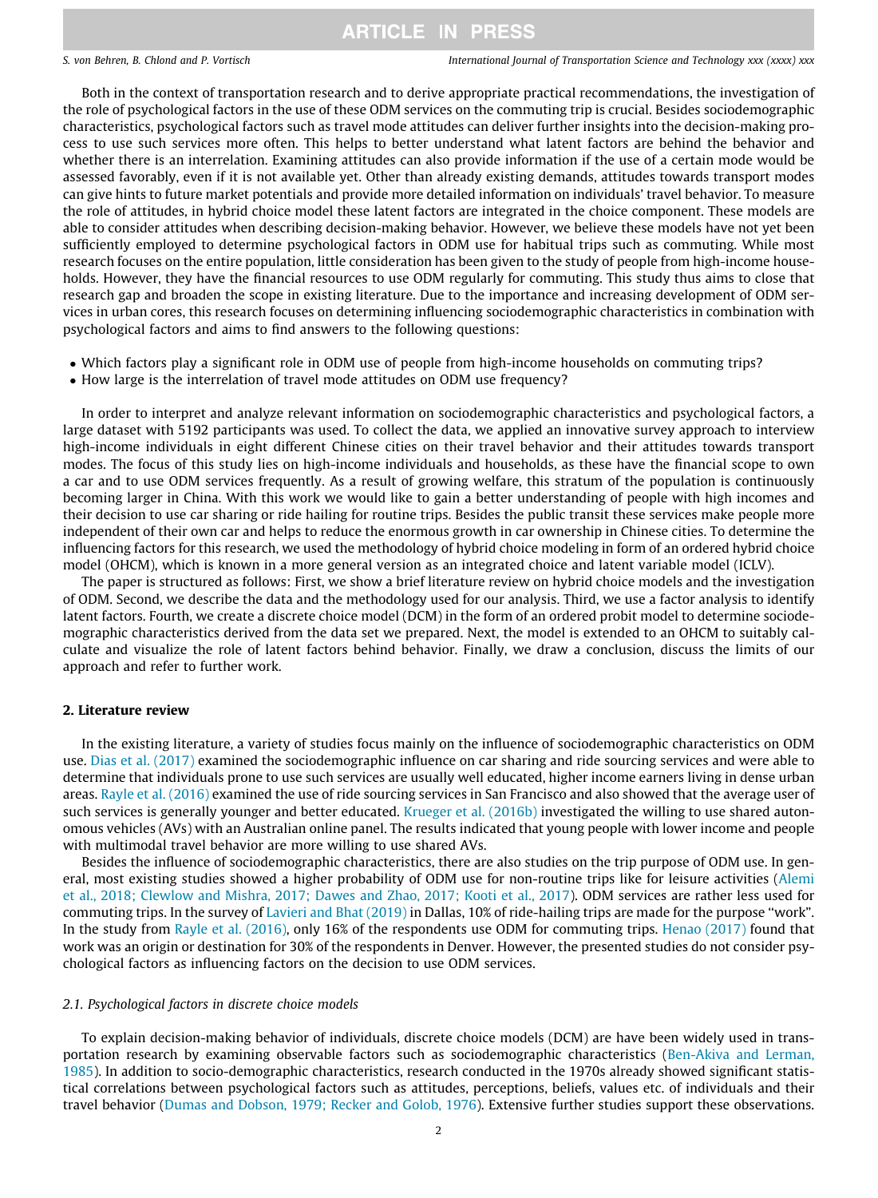Both in the context of transportation research and to derive appropriate practical recommendations, the investigation of the role of psychological factors in the use of these ODM services on the commuting trip is crucial. Besides sociodemographic characteristics, psychological factors such as travel mode attitudes can deliver further insights into the decision-making process to use such services more often. This helps to better understand what latent factors are behind the behavior and whether there is an interrelation. Examining attitudes can also provide information if the use of a certain mode would be assessed favorably, even if it is not available yet. Other than already existing demands, attitudes towards transport modes can give hints to future market potentials and provide more detailed information on individuals' travel behavior. To measure the role of attitudes, in hybrid choice model these latent factors are integrated in the choice component. These models are able to consider attitudes when describing decision-making behavior. However, we believe these models have not yet been sufficiently employed to determine psychological factors in ODM use for habitual trips such as commuting. While most research focuses on the entire population, little consideration has been given to the study of people from high-income households. However, they have the financial resources to use ODM regularly for commuting. This study thus aims to close that research gap and broaden the scope in existing literature. Due to the importance and increasing development of ODM services in urban cores, this research focuses on determining influencing sociodemographic characteristics in combination with psychological factors and aims to find answers to the following questions:

- Which factors play a significant role in ODM use of people from high-income households on commuting trips?
- How large is the interrelation of travel mode attitudes on ODM use frequency?

In order to interpret and analyze relevant information on sociodemographic characteristics and psychological factors, a large dataset with 5192 participants was used. To collect the data, we applied an innovative survey approach to interview high-income individuals in eight different Chinese cities on their travel behavior and their attitudes towards transport modes. The focus of this study lies on high-income individuals and households, as these have the financial scope to own a car and to use ODM services frequently. As a result of growing welfare, this stratum of the population is continuously becoming larger in China. With this work we would like to gain a better understanding of people with high incomes and their decision to use car sharing or ride hailing for routine trips. Besides the public transit these services make people more independent of their own car and helps to reduce the enormous growth in car ownership in Chinese cities. To determine the influencing factors for this research, we used the methodology of hybrid choice modeling in form of an ordered hybrid choice model (OHCM), which is known in a more general version as an integrated choice and latent variable model (ICLV).

The paper is structured as follows: First, we show a brief literature review on hybrid choice models and the investigation of ODM. Second, we describe the data and the methodology used for our analysis. Third, we use a factor analysis to identify latent factors. Fourth, we create a discrete choice model (DCM) in the form of an ordered probit model to determine sociodemographic characteristics derived from the data set we prepared. Next, the model is extended to an OHCM to suitably calculate and visualize the role of latent factors behind behavior. Finally, we draw a conclusion, discuss the limits of our approach and refer to further work.

## 2. Literature review

In the existing literature, a variety of studies focus mainly on the influence of sociodemographic characteristics on ODM use. Dias et al. (2017) examined the sociodemographic influence on car sharing and ride sourcing services and were able to determine that individuals prone to use such services are usually well educated, higher income earners living in dense urban areas. Rayle et al. (2016) examined the use of ride sourcing services in San Francisco and also showed that the average user of such services is generally younger and better educated. Krueger et al. (2016b) investigated the willing to use shared autonomous vehicles (AVs) with an Australian online panel. The results indicated that young people with lower income and people with multimodal travel behavior are more willing to use shared AVs.

Besides the influence of sociodemographic characteristics, there are also studies on the trip purpose of ODM use. In general, most existing studies showed a higher probability of ODM use for non-routine trips like for leisure activities (Alemi et al., 2018; Clewlow and Mishra, 2017; Dawes and Zhao, 2017; Kooti et al., 2017). ODM services are rather less used for commuting trips. In the survey of Lavieri and Bhat (2019) in Dallas, 10% of ride-hailing trips are made for the purpose "work". In the study from Rayle et al. (2016), only 16% of the respondents use ODM for commuting trips. Henao (2017) found that work was an origin or destination for 30% of the respondents in Denver. However, the presented studies do not consider psychological factors as influencing factors on the decision to use ODM services.

### 2.1. Psychological factors in discrete choice models

To explain decision-making behavior of individuals, discrete choice models (DCM) are have been widely used in transportation research by examining observable factors such as sociodemographic characteristics (Ben-Akiva and Lerman, 1985). In addition to socio-demographic characteristics, research conducted in the 1970s already showed significant statistical correlations between psychological factors such as attitudes, perceptions, beliefs, values etc. of individuals and their travel behavior (Dumas and Dobson, 1979; Recker and Golob, 1976). Extensive further studies support these observations.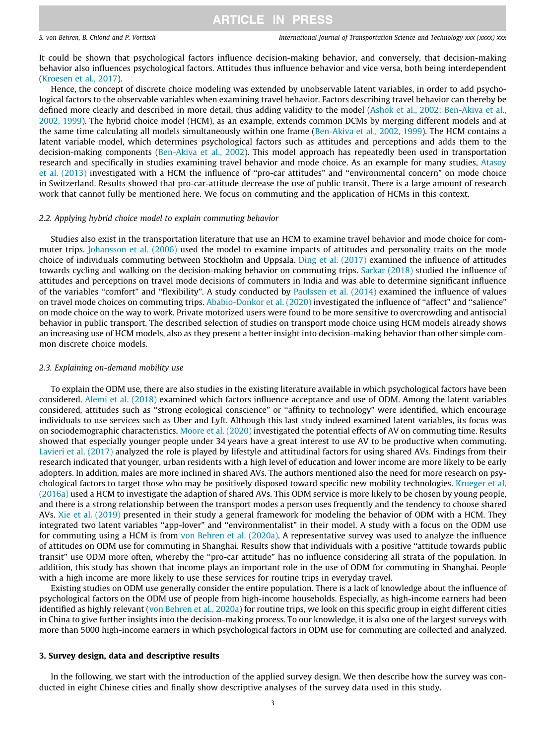It could be shown that psychological factors influence decision-making behavior, and conversely, that decision-making behavior also influences psychological factors. Attitudes thus influence behavior and vice versa, both being interdependent (Kroesen et al., 2017).

Hence, the concept of discrete choice modeling was extended by unobservable latent variables, in order to add psychological factors to the observable variables when examining travel behavior. Factors describing travel behavior can thereby be defined more clearly and described in more detail, thus adding validity to the model (Ashok et al., 2002; Ben-Akiva et al., 2002, 1999). The hybrid choice model (HCM), as an example, extends common DCMs by merging different models and at the same time calculating all models simultaneously within one frame (Ben-Akiva et al., 2002, 1999). The HCM contains a latent variable model, which determines psychological factors such as attitudes and perceptions and adds them to the decision-making components (Ben-Akiva et al., 2002). This model approach has repeatedly been used in transportation research and specifically in studies examining travel behavior and mode choice. As an example for many studies, Atasoy et al. (2013) investigated with a HCM the influence of "pro-car attitudes" and "environmental concern" on mode choice in Switzerland. Results showed that pro-car-attitude decrease the use of public transit. There is a large amount of research work that cannot fully be mentioned here. We focus on commuting and the application of HCMs in this context.

### 2.2. Applying hybrid choice model to explain commuting behavior

Studies also exist in the transportation literature that use an HCM to examine travel behavior and mode choice for commuter trips. Johansson et al. (2006) used the model to examine impacts of attitudes and personality traits on the mode choice of individuals commuting between Stockholm and Uppsala. Ding et al. (2017) examined the influence of attitudes towards cycling and walking on the decision-making behavior on commuting trips. Sarkar (2018) studied the influence of attitudes and perceptions on travel mode decisions of commuters in India and was able to determine significant influence of the variables "comfort" and "flexibility". A study conducted by Paulssen et al. (2014) examined the influence of values on travel mode choices on commuting trips. Ababio-Donkor et al. (2020) investigated the influence of "affect" and "salience" on mode choice on the way to work. Private motorized users were found to be more sensitive to overcrowding and antisocial behavior in public transport. The described selection of studies on transport mode choice using HCM models already shows an increasing use of HCM models, also as they present a better insight into decision-making behavior than other simple common discrete choice models.

### 2.3. Explaining on-demand mobility use

To explain the ODM use, there are also studies in the existing literature available in which psychological factors have been considered. Alemi et al. (2018) examined which factors influence acceptance and use of ODM. Among the latent variables considered, attitudes such as "strong ecological conscience" or "affinity to technology" were identified, which encourage individuals to use services such as Uber and Lyft. Although this last study indeed examined latent variables, its focus was on sociodemographic characteristics. Moore et al. (2020) investigated the potential effects of AV on commuting time. Results showed that especially younger people under 34 years have a great interest to use AV to be productive when commuting. Lavieri et al. (2017) analyzed the role is played by lifestyle and attitudinal factors for using shared AVs. Findings from their research indicated that younger, urban residents with a high level of education and lower income are more likely to be early adopters. In addition, males are more inclined in shared AVs. The authors mentioned also the need for more research on psychological factors to target those who may be positively disposed toward specific new mobility technologies. Krueger et al. (2016a) used a HCM to investigate the adaption of shared AVs. This ODM service is more likely to be chosen by young people, and there is a strong relationship between the transport modes a person uses frequently and the tendency to choose shared AVs. Xie et al. (2019) presented in their study a general framework for modeling the behavior of ODM with a HCM. They integrated two latent variables "app-lover" and "environmentalist" in their model. A study with a focus on the ODM use for commuting using a HCM is from von Behren et al. (2020a). A representative survey was used to analyze the influence of attitudes on ODM use for commuting in Shanghai. Results show that individuals with a positive "attitude towards public transit" use ODM more often, whereby the "pro-car attitude" has no influence considering all strata of the population. In addition, this study has shown that income plays an important role in the use of ODM for commuting in Shanghai. People with a high income are more likely to use these services for routine trips in everyday travel.

Existing studies on ODM use generally consider the entire population. There is a lack of knowledge about the influence of psychological factors on the ODM use of people from high-income households. Especially, as high-income earners had been identified as highly relevant (von Behren et al., 2020a) for routine trips, we look on this specific group in eight different cities in China to give further insights into the decision-making process. To our knowledge, it is also one of the largest surveys with more than 5000 high-income earners in which psychological factors in ODM use for commuting are collected and analyzed.

## 3. Survey design, data and descriptive results

In the following, we start with the introduction of the applied survey design. We then describe how the survey was conducted in eight Chinese cities and finally show descriptive analyses of the survey data used in this study.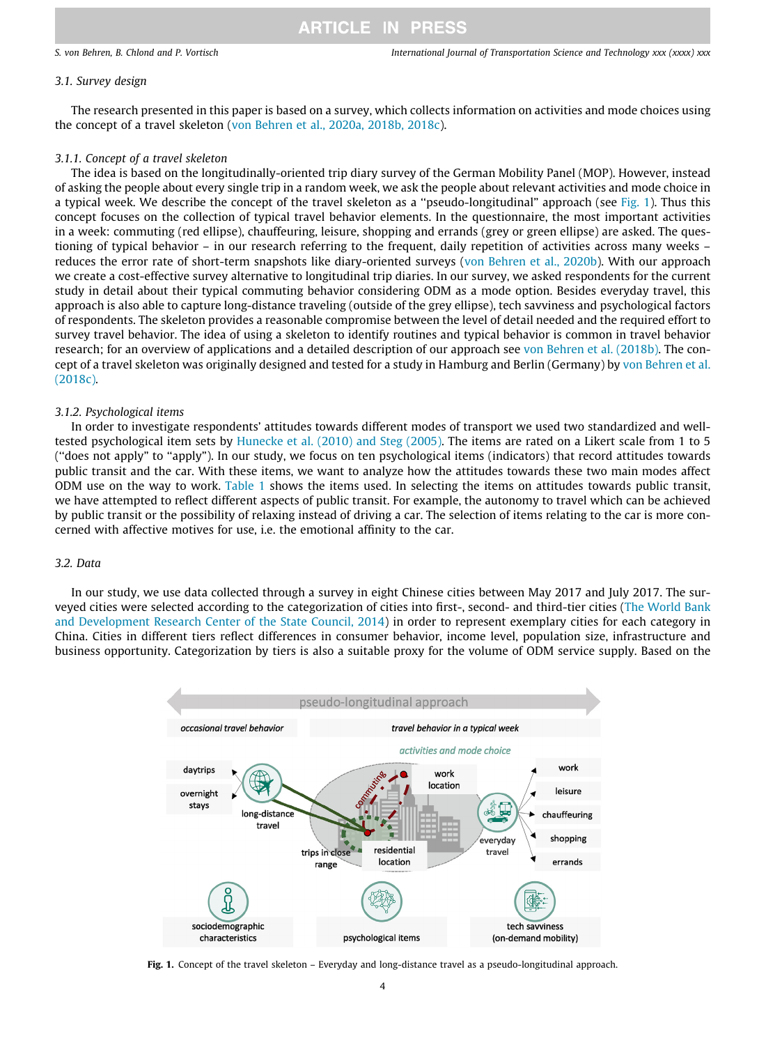### 3.1. Survey design

The research presented in this paper is based on a survey, which collects information on activities and mode choices using the concept of a travel skeleton (von Behren et al., 2020a, 2018b, 2018c).

#### 3.1.1. Concept of a travel skeleton

The idea is based on the longitudinally-oriented trip diary survey of the German Mobility Panel (MOP). However, instead of asking the people about every single trip in a random week, we ask the people about relevant activities and mode choice in a typical week. We describe the concept of the travel skeleton as a "pseudo-longitudinal" approach (see Fig. 1). Thus this concept focuses on the collection of typical travel behavior elements. In the questionnaire, the most important activities in a week: commuting (red ellipse), chauffeuring, leisure, shopping and errands (grey or green ellipse) are asked. The questioning of typical behavior – in our research referring to the frequent, daily repetition of activities across many weeks – reduces the error rate of short-term snapshots like diary-oriented surveys (von Behren et al., 2020b). With our approach we create a cost-effective survey alternative to longitudinal trip diaries. In our survey, we asked respondents for the current study in detail about their typical commuting behavior considering ODM as a mode option. Besides everyday travel, this approach is also able to capture long-distance traveling (outside of the grey ellipse), tech savviness and psychological factors of respondents. The skeleton provides a reasonable compromise between the level of detail needed and the required effort to survey travel behavior. The idea of using a skeleton to identify routines and typical behavior is common in travel behavior research; for an overview of applications and a detailed description of our approach see von Behren et al. (2018b). The concept of a travel skeleton was originally designed and tested for a study in Hamburg and Berlin (Germany) by von Behren et al. (2018c).

#### 3.1.2. Psychological items

In order to investigate respondents' attitudes towards different modes of transport we used two standardized and well-tested psychological item sets by Hunecke et al. (2010) and Steg (2005). The items are rated on a Likert scale from 1 to 5 ("does not apply" to "apply"). In our study, we focus on ten psychological items (indicators) that record attitudes towards public transit and the car. With these items, we want to analyze how the attitudes towards these two main modes affect ODM use on the way to work. Table 1 shows the items used. In selecting the items on attitudes towards public transit, we have attempted to reflect different aspects of public transit. For example, the autonomy to travel which can be achieved by public transit or the possibility of relaxing instead of driving a car. The selection of items relating to the car is more concerned with affective motives for use, i.e. the emotional affinity to the car.

### 3.2. Data

In our study, we use data collected through a survey in eight Chinese cities between May 2017 and July 2017. The surveyed cities were selected according to the categorization of cities into first-, second- and third-tier cities (The World Bank and Development Research Center of the State Council, 2014) in order to represent exemplary cities for each category in China. Cities in different tiers reflect differences in consumer behavior, income level, population size, infrastructure and business opportunity. Categorization by tiers is also a suitable proxy for the volume of ODM service supply. Based on the

**Fig. 1.** Concept of the travel skeleton – Everyday and long-distance travel as a pseudo-longitudinal approach.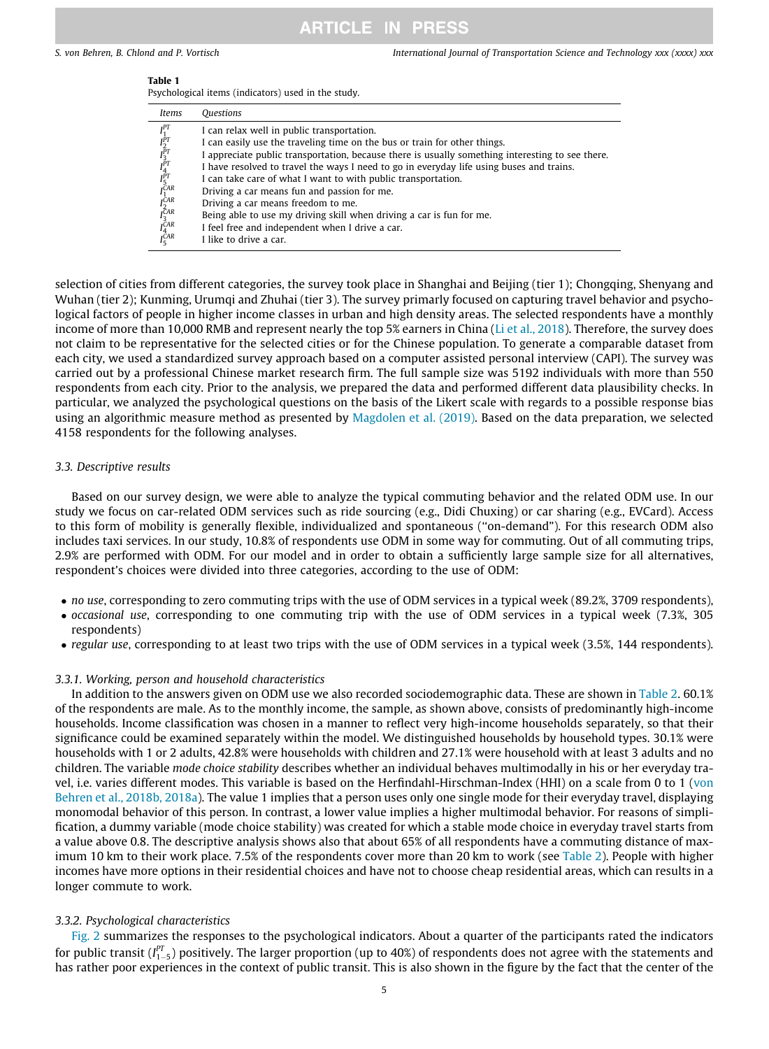**Table 1**
Psychological items (indicators) used in the study.

| *Items* | *Questions* |
|---|---|
| $I_1^{PT}$ | I can relax well in public transportation. |
| $I_2^{PT}$ | I can easily use the traveling time on the bus or train for other things. |
| $I_3^{PT}$ | I appreciate public transportation, because there is usually something interesting to see there. |
| $I_4^{PT}$ | I have resolved to travel the ways I need to go in everyday life using buses and trains. |
| $I_5^{PT}$ | I can take care of what I want to with public transportation. |
| $I_1^{CAR}$ | Driving a car means fun and passion for me. |
| $I_2^{CAR}$ | Driving a car means freedom to me. |
| $I_3^{CAR}$ | Being able to use my driving skill when driving a car is fun for me. |
| $I_4^{CAR}$ | I feel free and independent when I drive a car. |
| $I_5^{CAR}$ | I like to drive a car. |

selection of cities from different categories, the survey took place in Shanghai and Beijing (tier 1); Chongqing, Shenyang and Wuhan (tier 2); Kunming, Urumqi and Zhuhai (tier 3). The survey primarly focused on capturing travel behavior and psychological factors of people in higher income classes in urban and high density areas. The selected respondents have a monthly income of more than 10,000 RMB and represent nearly the top 5% earners in China (Li et al., 2018). Therefore, the survey does not claim to be representative for the selected cities or for the Chinese population. To generate a comparable dataset from each city, we used a standardized survey approach based on a computer assisted personal interview (CAPI). The survey was carried out by a professional Chinese market research firm. The full sample size was 5192 individuals with more than 550 respondents from each city. Prior to the analysis, we prepared the data and performed different data plausibility checks. In particular, we analyzed the psychological questions on the basis of the Likert scale with regards to a possible response bias using an algorithmic measure method as presented by Magdolen et al. (2019). Based on the data preparation, we selected 4158 respondents for the following analyses.

### 3.3. Descriptive results

Based on our survey design, we were able to analyze the typical commuting behavior and the related ODM use. In our study we focus on car-related ODM services such as ride sourcing (e.g., Didi Chuxing) or car sharing (e.g., EVCard). Access to this form of mobility is generally flexible, individualized and spontaneous ("on-demand"). For this research ODM also includes taxi services. In our study, 10.8% of respondents use ODM in some way for commuting. Out of all commuting trips, 2.9% are performed with ODM. For our model and in order to obtain a sufficiently large sample size for all alternatives, respondent's choices were divided into three categories, according to the use of ODM:

- *no use*, corresponding to zero commuting trips with the use of ODM services in a typical week (89.2%, 3709 respondents),
- *occasional use*, corresponding to one commuting trip with the use of ODM services in a typical week (7.3%, 305 respondents)
- *regular use*, corresponding to at least two trips with the use of ODM services in a typical week (3.5%, 144 respondents).

#### 3.3.1. Working, person and household characteristics

In addition to the answers given on ODM use we also recorded sociodemographic data. These are shown in Table 2. 60.1% of the respondents are male. As to the monthly income, the sample, as shown above, consists of predominantly high-income households. Income classification was chosen in a manner to reflect very high-income households separately, so that their significance could be examined separately within the model. We distinguished households by household types. 30.1% were households with 1 or 2 adults, 42.8% were households with children and 27.1% were household with at least 3 adults and no children. The variable *mode choice stability* describes whether an individual behaves multimodally in his or her everyday travel, i.e. varies different modes. This variable is based on the Herfindahl-Hirschman-Index (HHI) on a scale from 0 to 1 (von Behren et al., 2018b, 2018a). The value 1 implies that a person uses only one single mode for their everyday travel, displaying monomodal behavior of this person. In contrast, a lower value implies a higher multimodal behavior. For reasons of simplification, a dummy variable (mode choice stability) was created for which a stable mode choice in everyday travel starts from a value above 0.8. The descriptive analysis shows also that about 65% of all respondents have a commuting distance of maximum 10 km to their work place. 7.5% of the respondents cover more than 20 km to work (see Table 2). People with higher incomes have more options in their residential choices and have not to choose cheap residential areas, which can results in a longer commute to work.

#### 3.3.2. Psychological characteristics

Fig. 2 summarizes the responses to the psychological indicators. About a quarter of the participants rated the indicators for public transit ($I_{1-5}^{PT}$) positively. The larger proportion (up to 40%) of respondents does not agree with the statements and has rather poor experiences in the context of public transit. This is also shown in the figure by the fact that the center of the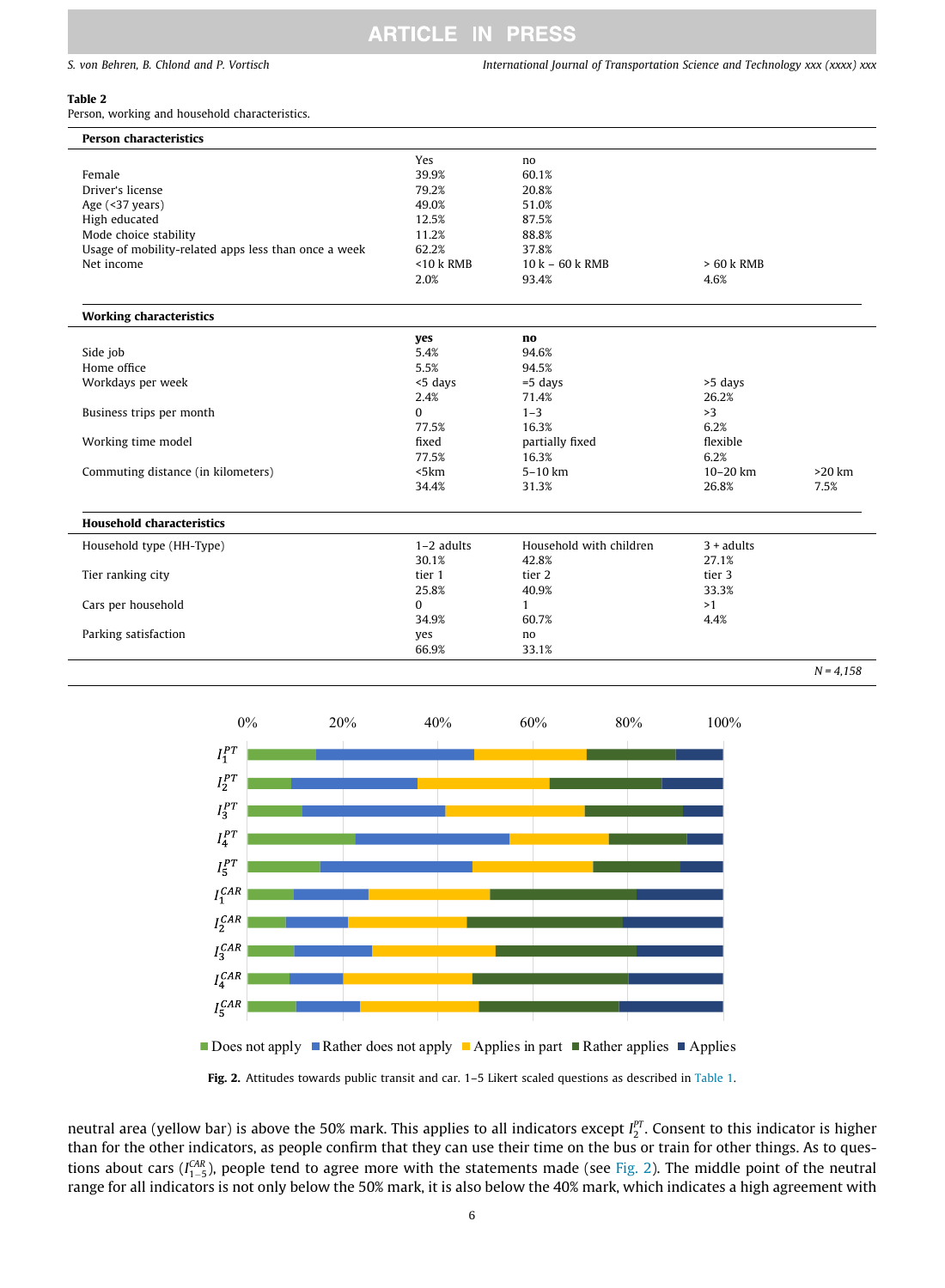**Table 2**
Person, working and household characteristics.

| | | | | |
|---|---|---|---|---|
| **Person characteristics** | | | | |
| | Yes | no | | |
| Female | 39.9% | 60.1% | | |
| Driver's license | 79.2% | 20.8% | | |
| Age (<37 years) | 49.0% | 51.0% | | |
| High educated | 12.5% | 87.5% | | |
| Mode choice stability | 11.2% | 88.8% | | |
| Usage of mobility-related apps less than once a week | 62.2% | 37.8% | | |
| Net income | <10 k RMB | 10 k – 60 k RMB | > 60 k RMB | |
| | 2.0% | 93.4% | 4.6% | |
| **Working characteristics** | | | | |
| | **yes** | **no** | | |
| Side job | 5.4% | 94.6% | | |
| Home office | 5.5% | 94.5% | | |
| Workdays per week | <5 days | =5 days | >5 days | |
| | 2.4% | 71.4% | 26.2% | |
| Business trips per month | 0 | 1–3 | >3 | |
| | 77.5% | 16.3% | 6.2% | |
| Working time model | fixed | partially fixed | flexible | |
| | 77.5% | 16.3% | 6.2% | |
| Commuting distance (in kilometers) | <5km | 5–10 km | 10–20 km | >20 km |
| | 34.4% | 31.3% | 26.8% | 7.5% |
| **Household characteristics** | | | | |
| Household type (HH-Type) | 1–2 adults | Household with children | 3 + adults | |
| | 30.1% | 42.8% | 27.1% | |
| Tier ranking city | tier 1 | tier 2 | tier 3 | |
| | 25.8% | 40.9% | 33.3% | |
| Cars per household | 0 | 1 | >1 | |
| | 34.9% | 60.7% | 4.4% | |
| Parking satisfaction | yes | no | | |
| | 66.9% | 33.1% | | |
| | | | | *N = 4,158* |

**Fig. 2.** Attitudes towards public transit and car. 1–5 Likert scaled questions as described in Table 1.

neutral area (yellow bar) is above the 50% mark. This applies to all indicators except $I_2^{PT}$. Consent to this indicator is higher than for the other indicators, as people confirm that they can use their time on the bus or train for other things. As to questions about cars ($I_{1-5}^{CAR}$), people tend to agree more with the statements made (see Fig. 2). The middle point of the neutral range for all indicators is not only below the 50% mark, it is also below the 40% mark, which indicates a high agreement with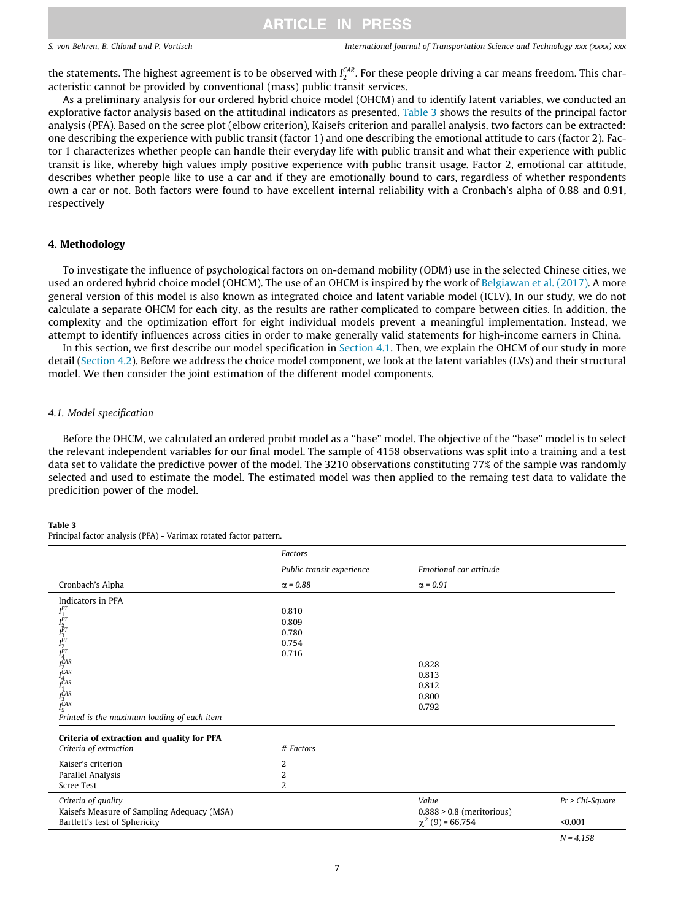the statements. The highest agreement is to be observed with $I_2^{CAR}$. For these people driving a car means freedom. This characteristic cannot be provided by conventional (mass) public transit services.

As a preliminary analysis for our ordered hybrid choice model (OHCM) and to identify latent variables, we conducted an explorative factor analysis based on the attitudinal indicators as presented. Table 3 shows the results of the principal factor analysis (PFA). Based on the scree plot (elbow criterion), Kaisefs criterion and parallel analysis, two factors can be extracted: one describing the experience with public transit (factor 1) and one describing the emotional attitude to cars (factor 2). Factor 1 characterizes whether people can handle their everyday life with public transit and what their experience with public transit is like, whereby high values imply positive experience with public transit usage. Factor 2, emotional car attitude, describes whether people like to use a car and if they are emotionally bound to cars, regardless of whether respondents own a car or not. Both factors were found to have excellent internal reliability with a Cronbach's alpha of 0.88 and 0.91, respectively

## 4. Methodology

To investigate the influence of psychological factors on on-demand mobility (ODM) use in the selected Chinese cities, we used an ordered hybrid choice model (OHCM). The use of an OHCM is inspired by the work of Belgiawan et al. (2017). A more general version of this model is also known as integrated choice and latent variable model (ICLV). In our study, we do not calculate a separate OHCM for each city, as the results are rather complicated to compare between cities. In addition, the complexity and the optimization effort for eight individual models prevent a meaningful implementation. Instead, we attempt to identify influences across cities in order to make generally valid statements for high-income earners in China.

In this section, we first describe our model specification in Section 4.1. Then, we explain the OHCM of our study in more detail (Section 4.2). Before we address the choice model component, we look at the latent variables (LVs) and their structural model. We then consider the joint estimation of the different model components.

### 4.1. Model specification

Before the OHCM, we calculated an ordered probit model as a "base" model. The objective of the "base" model is to select the relevant independent variables for our final model. The sample of 4158 observations was split into a training and a test data set to validate the predictive power of the model. The 3210 observations constituting 77% of the sample was randomly selected and used to estimate the model. The estimated model was then applied to the remaing test data to validate the predicition power of the model.

**Table 3**
Principal factor analysis (PFA) - Varimax rotated factor pattern.

| | *Factors* | | |
|---|---|---|---|
| | *Public transit experience* | *Emotional car attitude* | |
| Cronbach's Alpha | $\alpha$ = 0.88 | $\alpha$ = 0.91 | |
| Indicators in PFA | | | |
| $I_1^{PT}$ | 0.810 | | |
| $I_5^{PT}$ | 0.809 | | |
| $I_3^{PT}$ | 0.780 | | |
| $I_2^{PT}$ | 0.754 | | |
| $I_4^{PT}$ | 0.716 | | |
| $I_2^{CAR}$ | | 0.828 | |
| $I_4^{CAR}$ | | 0.813 | |
| $I_1^{CAR}$ | | 0.812 | |
| $I_3^{CAR}$ | | 0.800 | |
| $I_5^{CAR}$ | | 0.792 | |
| *Printed is the maximum loading of each item* | | | |
| **Criteria of extraction and quality for PFA** | | | |
| *Criteria of extraction* | *# Factors* | | |
| Kaiser's criterion | 2 | | |
| Parallel Analysis | 2 | | |
| Scree Test | 2 | | |
| *Criteria of quality* | | *Value* | *Pr > Chi-Square* |
| Kaisefs Measure of Sampling Adequacy (MSA) | | 0.888 > 0.8 (meritorious) | |
| Bartlett's test of Sphericity | | $\chi^2$ (9) = 66.754 | <0.001 |
| | | | *N = 4,158* |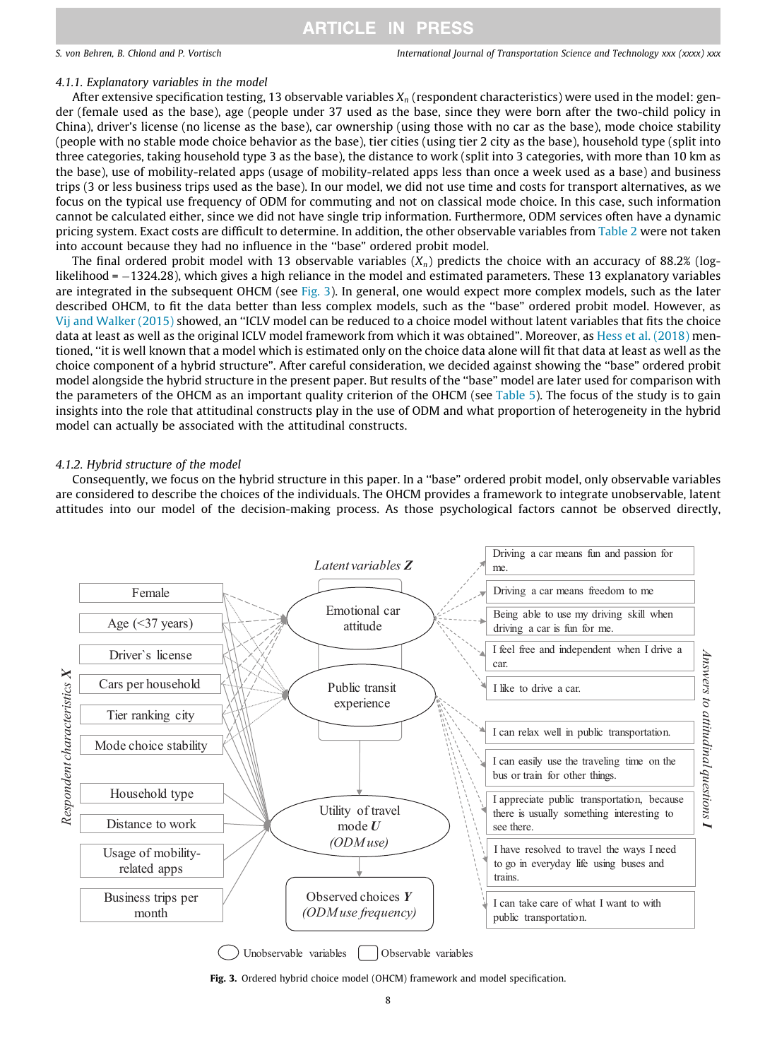#### 4.1.1. Explanatory variables in the model

After extensive specification testing, 13 observable variables $X_n$ (respondent characteristics) were used in the model: gender (female used as the base), age (people under 37 used as the base, since they were born after the two-child policy in China), driver's license (no license as the base), car ownership (using those with no car as the base), mode choice stability (people with no stable mode choice behavior as the base), tier cities (using tier 2 city as the base), household type (split into three categories, taking household type 3 as the base), the distance to work (split into 3 categories, with more than 10 km as the base), use of mobility-related apps (usage of mobility-related apps less than once a week used as a base) and business trips (3 or less business trips used as the base). In our model, we did not use time and costs for transport alternatives, as we focus on the typical use frequency of ODM for commuting and not on classical mode choice. In this case, such information cannot be calculated either, since we did not have single trip information. Furthermore, ODM services often have a dynamic pricing system. Exact costs are difficult to determine. In addition, the other observable variables from Table 2 were not taken into account because they had no influence in the "base" ordered probit model.

The final ordered probit model with 13 observable variables ($X_n$) predicts the choice with an accuracy of 88.2% (log-likelihood = −1324.28), which gives a high reliance in the model and estimated parameters. These 13 explanatory variables are integrated in the subsequent OHCM (see Fig. 3). In general, one would expect more complex models, such as the later described OHCM, to fit the data better than less complex models, such as the "base" ordered probit model. However, as Vij and Walker (2015) showed, an "ICLV model can be reduced to a choice model without latent variables that fits the choice data at least as well as the original ICLV model framework from which it was obtained". Moreover, as Hess et al. (2018) mentioned, "it is well known that a model which is estimated only on the choice data alone will fit that data at least as well as the choice component of a hybrid structure". After careful consideration, we decided against showing the "base" ordered probit model alongside the hybrid structure in the present paper. But results of the "base" model are later used for comparison with the parameters of the OHCM as an important quality criterion of the OHCM (see Table 5). The focus of the study is to gain insights into the role that attitudinal constructs play in the use of ODM and what proportion of heterogeneity in the hybrid model can actually be associated with the attitudinal constructs.

#### 4.1.2. Hybrid structure of the model

Consequently, we focus on the hybrid structure in this paper. In a "base" ordered probit model, only observable variables are considered to describe the choices of the individuals. The OHCM provides a framework to integrate unobservable, latent attitudes into our model of the decision-making process. As those psychological factors cannot be observed directly,

**Fig. 3.** Ordered hybrid choice model (OHCM) framework and model specification.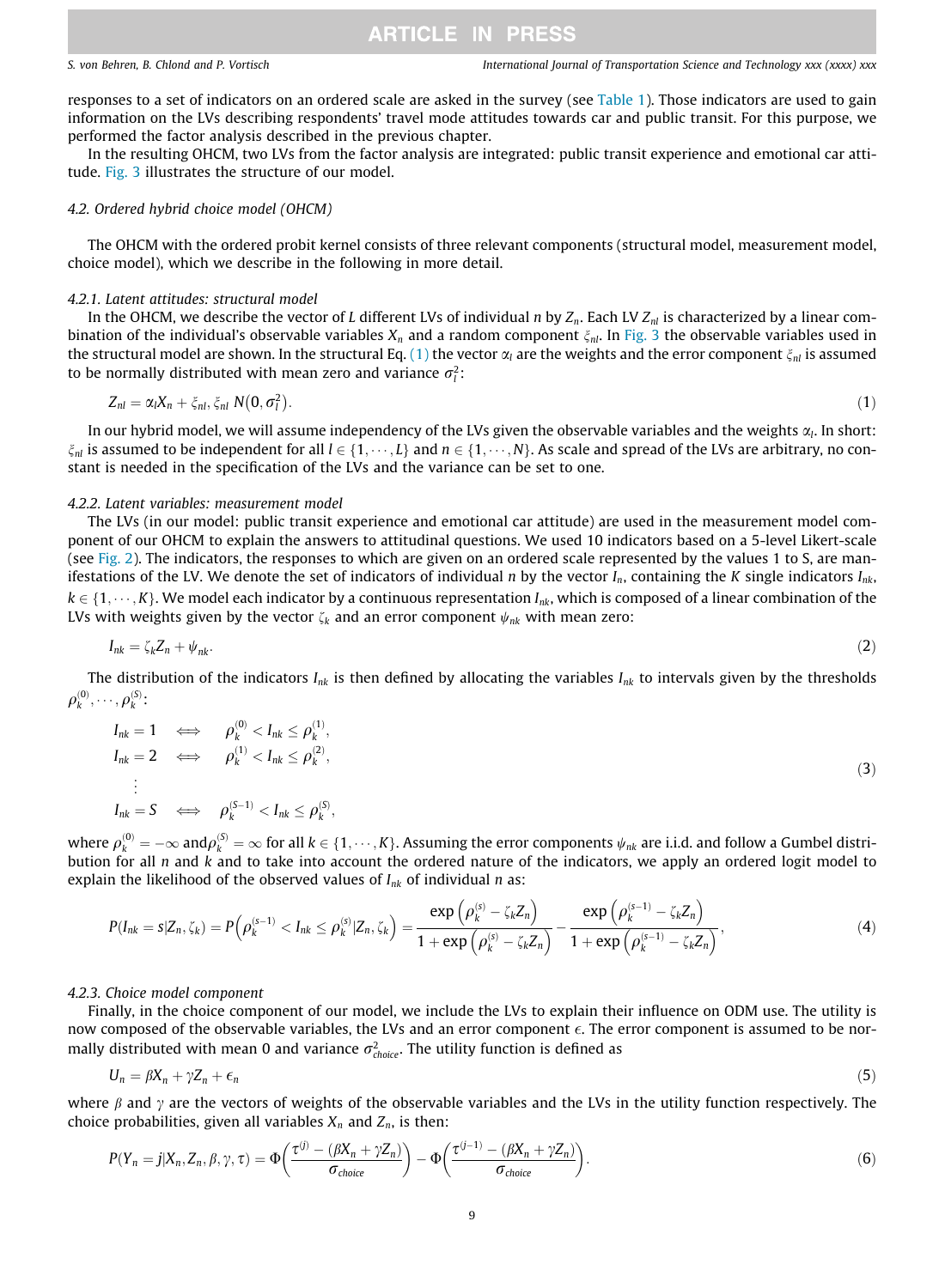responses to a set of indicators on an ordered scale are asked in the survey (see Table 1). Those indicators are used to gain information on the LVs describing respondents' travel mode attitudes towards car and public transit. For this purpose, we performed the factor analysis described in the previous chapter.

In the resulting OHCM, two LVs from the factor analysis are integrated: public transit experience and emotional car attitude. Fig. 3 illustrates the structure of our model.

### 4.2. Ordered hybrid choice model (OHCM)

The OHCM with the ordered probit kernel consists of three relevant components (structural model, measurement model, choice model), which we describe in the following in more detail.

#### 4.2.1. Latent attitudes: structural model

In the OHCM, we describe the vector of $L$ different LVs of individual $n$ by $Z_n$. Each LV $Z_{nl}$ is characterized by a linear combination of the individual's observable variables $X_n$ and a random component $\xi_{nl}$. In Fig. 3 the observable variables used in the structural model are shown. In the structural Eq. (1) the vector $\alpha_l$ are the weights and the error component $\xi_{nl}$ is assumed to be normally distributed with mean zero and variance $\sigma_l^2$:

$$Z_{nl} = \alpha_l X_n + \xi_{nl}, \xi_{nl} \ N\left(0, \sigma_l^2\right). \tag{1}$$

In our hybrid model, we will assume independency of the LVs given the observable variables and the weights $\alpha_l$. In short: $\xi_{nl}$ is assumed to be independent for all $l \in \{1, \cdots, L\}$ and $n \in \{1, \cdots, N\}$. As scale and spread of the LVs are arbitrary, no constant is needed in the specification of the LVs and the variance can be set to one.

#### 4.2.2. Latent variables: measurement model

The LVs (in our model: public transit experience and emotional car attitude) are used in the measurement model component of our OHCM to explain the answers to attitudinal questions. We used 10 indicators based on a 5-level Likert-scale (see Fig. 2). The indicators, the responses to which are given on an ordered scale represented by the values 1 to S, are manifestations of the LV. We denote the set of indicators of individual $n$ by the vector $I_n$, containing the $K$ single indicators $I_{nk}$, $k \in \{1, \cdots, K\}$. We model each indicator by a continuous representation $I_{nk}$, which is composed of a linear combination of the LVs with weights given by the vector $\zeta_k$ and an error component $\psi_{nk}$ with mean zero:

$$I_{nk} = \zeta_k Z_n + \psi_{nk}. \tag{2}$$

The distribution of the indicators $I_{nk}$ is then defined by allocating the variables $I_{nk}$ to intervals given by the thresholds $\rho_k^{(0)}, \cdots, \rho_k^{(S)}$:

$$\begin{aligned}
I_{nk} = 1 \quad &\iff \quad \rho_k^{(0)} < I_{nk} \leq \rho_k^{(1)}, \\
I_{nk} = 2 \quad &\iff \quad \rho_k^{(1)} < I_{nk} \leq \rho_k^{(2)}, \\
&\vdots \\
I_{nk} = S \quad &\iff \quad \rho_k^{(S-1)} < I_{nk} \leq \rho_k^{(S)},
\end{aligned} \tag{3}$$

where $\rho_k^{(0)} = -\infty$ and$\rho_k^{(S)} = \infty$ for all $k \in \{1, \cdots, K\}$. Assuming the error components $\psi_{nk}$ are i.i.d. and follow a Gumbel distribution for all $n$ and $k$ and to take into account the ordered nature of the indicators, we apply an ordered logit model to explain the likelihood of the observed values of $I_{nk}$ of individual $n$ as:

$$P(I_{nk} = s | Z_n, \zeta_k) = P\left(\rho_k^{(s-1)} < I_{nk} \leq \rho_k^{(s)} | Z_n, \zeta_k\right) = \frac{\exp\left(\rho_k^{(s)} - \zeta_k Z_n\right)}{1 + \exp\left(\rho_k^{(s)} - \zeta_k Z_n\right)} - \frac{\exp\left(\rho_k^{(s-1)} - \zeta_k Z_n\right)}{1 + \exp\left(\rho_k^{(s-1)} - \zeta_k Z_n\right)}, \tag{4}$$

#### 4.2.3. Choice model component

Finally, in the choice component of our model, we include the LVs to explain their influence on ODM use. The utility is now composed of the observable variables, the LVs and an error component $\epsilon$. The error component is assumed to be normally distributed with mean 0 and variance $\sigma_{choice}^2$. The utility function is defined as

$$U_n = \beta X_n + \gamma Z_n + \epsilon_n \tag{5}$$

where $\beta$ and $\gamma$ are the vectors of weights of the observable variables and the LVs in the utility function respectively. The choice probabilities, given all variables $X_n$ and $Z_n$, is then:

$$P(Y_n = j | X_n, Z_n, \beta, \gamma, \tau) = \Phi\left(\frac{\tau^{(j)} - (\beta X_n + \gamma Z_n)}{\sigma_{choice}}\right) - \Phi\left(\frac{\tau^{(j-1)} - (\beta X_n + \gamma Z_n)}{\sigma_{choice}}\right). \tag{6}$$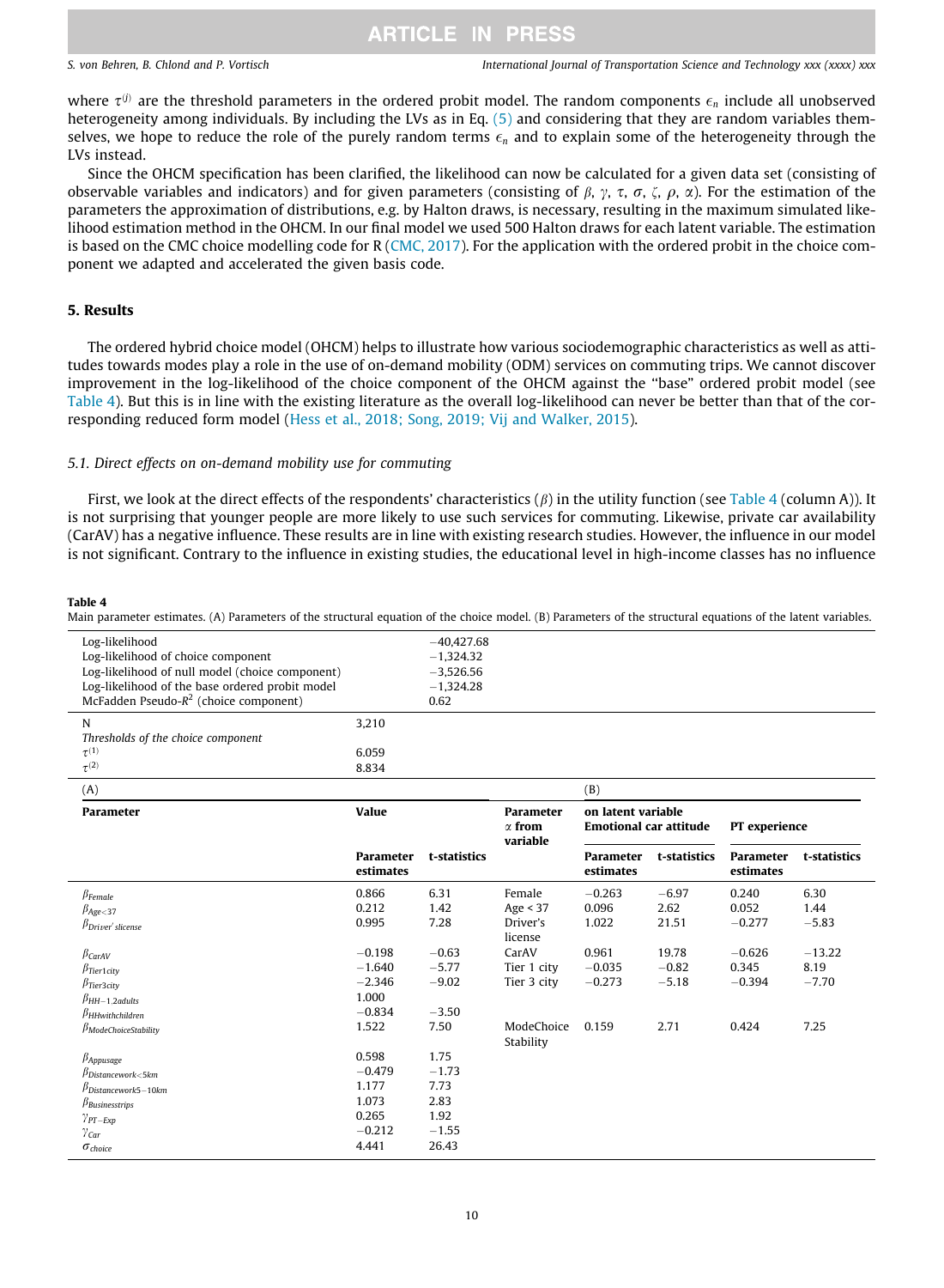where $\tau^{(j)}$ are the threshold parameters in the ordered probit model. The random components $\epsilon_n$ include all unobserved heterogeneity among individuals. By including the LVs as in Eq. (5) and considering that they are random variables themselves, we hope to reduce the role of the purely random terms $\epsilon_n$ and to explain some of the heterogeneity through the LVs instead.

Since the OHCM specification has been clarified, the likelihood can now be calculated for a given data set (consisting of observable variables and indicators) and for given parameters (consisting of $\beta$, $\gamma$, $\tau$, $\sigma$, $\zeta$, $\rho$, $\alpha$). For the estimation of the parameters the approximation of distributions, e.g. by Halton draws, is necessary, resulting in the maximum simulated likelihood estimation method in the OHCM. In our final model we used 500 Halton draws for each latent variable. The estimation is based on the CMC choice modelling code for R (CMC, 2017). For the application with the ordered probit in the choice component we adapted and accelerated the given basis code.

## 5. Results

The ordered hybrid choice model (OHCM) helps to illustrate how various sociodemographic characteristics as well as attitudes towards modes play a role in the use of on-demand mobility (ODM) services on commuting trips. We cannot discover improvement in the log-likelihood of the choice component of the OHCM against the "base" ordered probit model (see Table 4). But this is in line with the existing literature as the overall log-likelihood can never be better than that of the corresponding reduced form model (Hess et al., 2018; Song, 2019; Vij and Walker, 2015).

### 5.1. Direct effects on on-demand mobility use for commuting

First, we look at the direct effects of the respondents' characteristics ($\beta$) in the utility function (see Table 4 (column A)). It is not surprising that younger people are more likely to use such services for commuting. Likewise, private car availability (CarAV) has a negative influence. These results are in line with existing research studies. However, the influence in our model is not significant. Contrary to the influence in existing studies, the educational level in high-income classes has no influence

**Table 4**
Main parameter estimates. (A) Parameters of the structural equation of the choice model. (B) Parameters of the structural equations of the latent variables.

| | | |
|---|---|---|
| Log-likelihood | | −40,427.68 |
| Log-likelihood of choice component | | −1,324.32 |
| Log-likelihood of null model (choice component) | | −3,526.56 |
| Log-likelihood of the base ordered probit model | | −1,324.28 |
| McFadden Pseudo-$R^2$ (choice component) | | 0.62 |
| N | 3,210 | |
| *Thresholds of the choice component* | | |
| $\tau^{(1)}$ | 6.059 | |
| $\tau^{(2)}$ | 8.834 | |

| (A) | | | (B) | | | | |
|---|---|---|---|---|---|---|---|
| **Parameter** | **Value** | | **Parameter $\alpha$ from variable** | **on latent variable Emotional car attitude** | | **PT experience** | |
| | **Parameter estimates** | **t-statistics** | | **Parameter estimates** | **t-statistics** | **Parameter estimates** | **t-statistics** |
| $\beta_{Female}$ | 0.866 | 6.31 | Female | −0.263 | −6.97 | 0.240 | 6.30 |
| $\beta_{Age<37}$ | 0.212 | 1.42 | Age < 37 | 0.096 | 2.62 | 0.052 | 1.44 |
| $\beta_{Driver'slicense}$ | 0.995 | 7.28 | Driver's license | 1.022 | 21.51 | −0.277 | −5.83 |
| $\beta_{CarAV}$ | −0.198 | −0.63 | CarAV | 0.961 | 19.78 | −0.626 | −13.22 |
| $\beta_{Tier1city}$ | −1.640 | −5.77 | Tier 1 city | −0.035 | −0.82 | 0.345 | 8.19 |
| $\beta_{Tier3city}$ | −2.346 | −9.02 | Tier 3 city | −0.273 | −5.18 | −0.394 | −7.70 |
| $\beta_{HH-1,2adults}$ | 1.000 | | | | | | |
| $\beta_{HHwithchildren}$ | −0.834 | −3.50 | | | | | |
| $\beta_{ModeChoiceStability}$ | 1.522 | 7.50 | ModeChoice Stability | 0.159 | 2.71 | 0.424 | 7.25 |
| $\beta_{Appusage}$ | 0.598 | 1.75 | | | | | |
| $\beta_{Distancework<5km}$ | −0.479 | −1.73 | | | | | |
| $\beta_{Distancework5-10km}$ | 1.177 | 7.73 | | | | | |
| $\beta_{Businesstrips}$ | 1.073 | 2.83 | | | | | |
| $\gamma_{PT-Exp}$ | 0.265 | 1.92 | | | | | |
| $\gamma_{Car}$ | −0.212 | −1.55 | | | | | |
| $\sigma_{choice}$ | 4.441 | 26.43 | | | | | |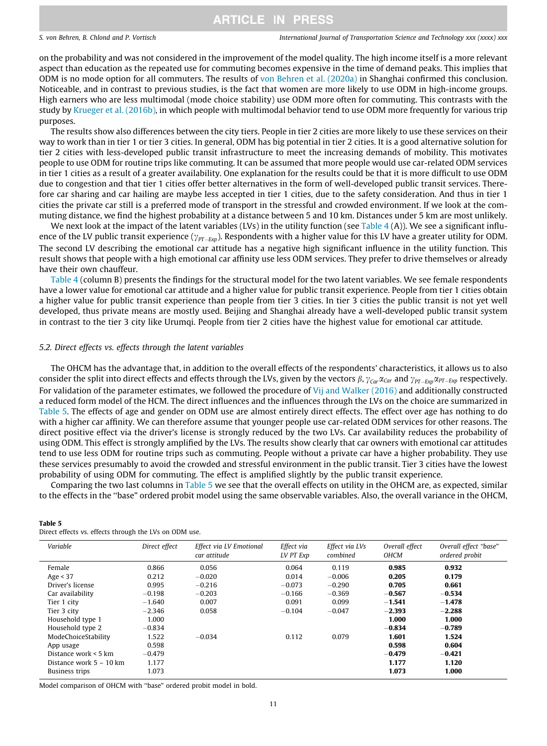on the probability and was not considered in the improvement of the model quality. The high income itself is a more relevant aspect than education as the repeated use for commuting becomes expensive in the time of demand peaks. This implies that ODM is no mode option for all commuters. The results of von Behren et al. (2020a) in Shanghai confirmed this conclusion. Noticeable, and in contrast to previous studies, is the fact that women are more likely to use ODM in high-income groups. High earners who are less multimodal (mode choice stability) use ODM more often for commuting. This contrasts with the study by Krueger et al. (2016b), in which people with multimodal behavior tend to use ODM more frequently for various trip purposes.

The results show also differences between the city tiers. People in tier 2 cities are more likely to use these services on their way to work than in tier 1 or tier 3 cities. In general, ODM has big potential in tier 2 cities. It is a good alternative solution for tier 2 cities with less-developed public transit infrastructure to meet the increasing demands of mobility. This motivates people to use ODM for routine trips like commuting. It can be assumed that more people would use car-related ODM services in tier 1 cities as a result of a greater availability. One explanation for the results could be that it is more difficult to use ODM due to congestion and that tier 1 cities offer better alternatives in the form of well-developed public transit services. Therefore car sharing and car hailing are maybe less accepted in tier 1 cities, due to the safety consideration. And thus in tier 1 cities the private car still is a preferred mode of transport in the stressful and crowded environment. If we look at the commuting distance, we find the highest probability at a distance between 5 and 10 km. Distances under 5 km are most unlikely.

We next look at the impact of the latent variables (LVs) in the utility function (see Table 4 (A)). We see a significant influence of the LV public transit experience ($\gamma_{PT-Exp}$). Respondents with a higher value for this LV have a greater utility for ODM. The second LV describing the emotional car attitude has a negative high significant influence in the utility function. This result shows that people with a high emotional car affinity use less ODM services. They prefer to drive themselves or already have their own chauffeur.

Table 4 (column B) presents the findings for the structural model for the two latent variables. We see female respondents have a lower value for emotional car attitude and a higher value for public transit experience. People from tier 1 cities obtain a higher value for public transit experience than people from tier 3 cities. In tier 3 cities the public transit is not yet well developed, thus private means are mostly used. Beijing and Shanghai already have a well-developed public transit system in contrast to the tier 3 city like Urumqi. People from tier 2 cities have the highest value for emotional car attitude.

### 5.2. Direct effects vs. effects through the latent variables

The OHCM has the advantage that, in addition to the overall effects of the respondents' characteristics, it allows us to also consider the split into direct effects and effects through the LVs, given by the vectors $\beta$, $\gamma_{Car}\alpha_{Car}$ and $\gamma_{PT-Exp}\alpha_{PT-Exp}$ respectively. For validation of the parameter estimates, we followed the procedure of Vij and Walker (2016) and additionally constructed a reduced form model of the HCM. The direct influences and the influences through the LVs on the choice are summarized in Table 5. The effects of age and gender on ODM use are almost entirely direct effects. The effect over age has nothing to do with a higher car affinity. We can therefore assume that younger people use car-related ODM services for other reasons. The direct positive effect via the driver's license is strongly reduced by the two LVs. Car availability reduces the probability of using ODM. This effect is strongly amplified by the LVs. The results show clearly that car owners with emotional car attitudes tend to use less ODM for routine trips such as commuting. People without a private car have a higher probability. They use these services presumably to avoid the crowded and stressful environment in the public transit. Tier 3 cities have the lowest probability of using ODM for commuting. The effect is amplified slightly by the public transit experience.

Comparing the two last columns in Table 5 we see that the overall effects on utility in the OHCM are, as expected, similar to the effects in the "base" ordered probit model using the same observable variables. Also, the overall variance in the OHCM,

**Table 5**
Direct effects vs. effects through the LVs on ODM use.

| Variable | Direct effect | Effect via LV Emotional car attitude | Effect via LV PT Exp | Effect via LVs combined | Overall effect OHCM | Overall effect "base" ordered probit |
|---|---|---|---|---|---|---|
| Female | 0.866 | 0.056 | 0.064 | 0.119 | **0.985** | **0.932** |
| Age < 37 | 0.212 | −0.020 | 0.014 | −0.006 | **0.205** | **0.179** |
| Driver's license | 0.995 | −0.216 | −0.073 | −0.290 | **0.705** | **0.661** |
| Car availability | −0.198 | −0.203 | −0.166 | −0.369 | **−0.567** | **−0.534** |
| Tier 1 city | −1.640 | 0.007 | 0.091 | 0.099 | **−1.541** | **−1.478** |
| Tier 3 city | −2.346 | 0.058 | −0.104 | −0.047 | **−2.393** | **−2.288** |
| Household type 1 | 1.000 | | | | **1.000** | **1.000** |
| Household type 2 | −0.834 | | | | **−0.834** | **−0.789** |
| ModeChoiceStability | 1.522 | −0.034 | 0.112 | 0.079 | **1.601** | **1.524** |
| App usage | 0.598 | | | | **0.598** | **0.604** |
| Distance work < 5 km | −0.479 | | | | **−0.479** | **−0.421** |
| Distance work 5 – 10 km | 1.177 | | | | **1.177** | **1.120** |
| Business trips | 1.073 | | | | **1.073** | **1.000** |

Model comparison of OHCM with "base" ordered probit model in bold.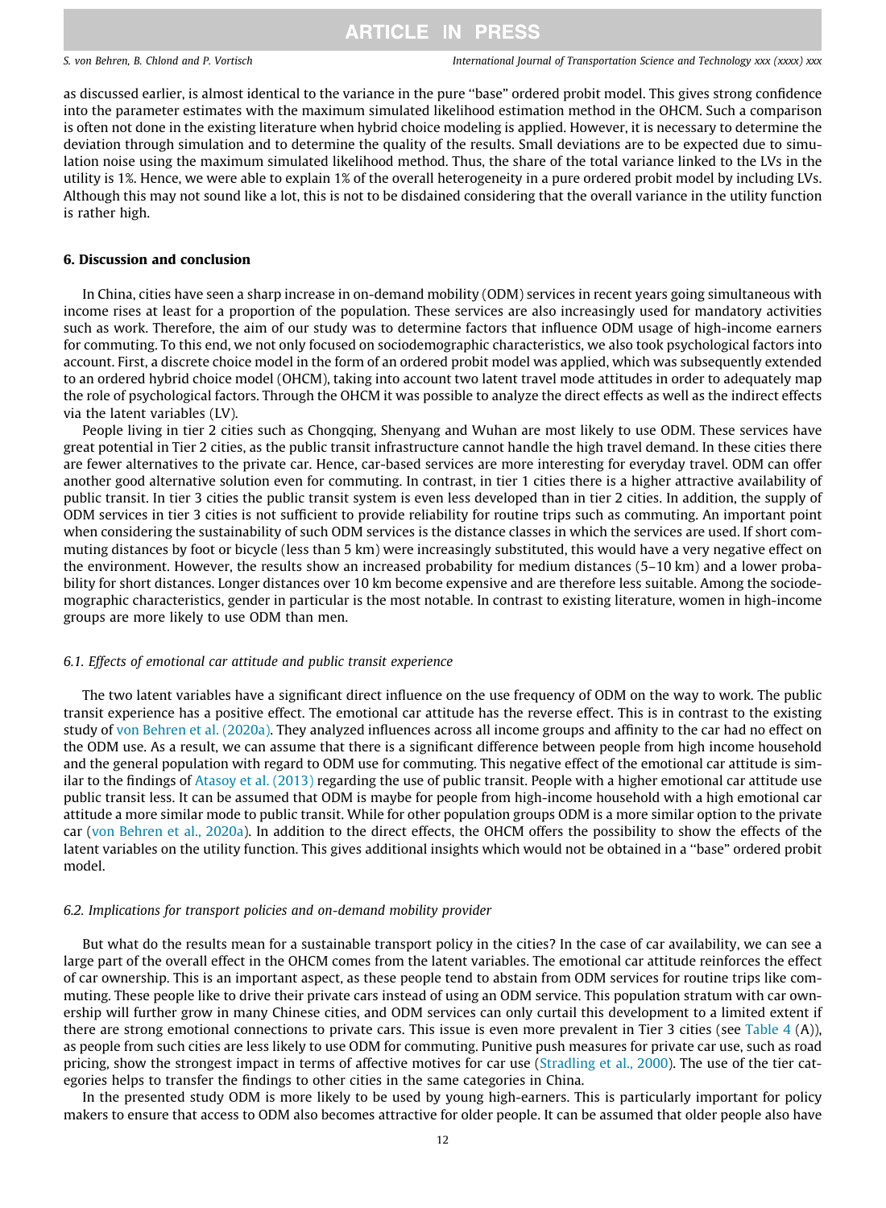as discussed earlier, is almost identical to the variance in the pure ''base'' ordered probit model. This gives strong confidence into the parameter estimates with the maximum simulated likelihood estimation method in the OHCM. Such a comparison is often not done in the existing literature when hybrid choice modeling is applied. However, it is necessary to determine the deviation through simulation and to determine the quality of the results. Small deviations are to be expected due to simulation noise using the maximum simulated likelihood method. Thus, the share of the total variance linked to the LVs in the utility is 1%. Hence, we were able to explain 1% of the overall heterogeneity in a pure ordered probit model by including LVs. Although this may not sound like a lot, this is not to be disdained considering that the overall variance in the utility function is rather high.

## 6. Discussion and conclusion

In China, cities have seen a sharp increase in on-demand mobility (ODM) services in recent years going simultaneous with income rises at least for a proportion of the population. These services are also increasingly used for mandatory activities such as work. Therefore, the aim of our study was to determine factors that influence ODM usage of high-income earners for commuting. To this end, we not only focused on sociodemographic characteristics, we also took psychological factors into account. First, a discrete choice model in the form of an ordered probit model was applied, which was subsequently extended to an ordered hybrid choice model (OHCM), taking into account two latent travel mode attitudes in order to adequately map the role of psychological factors. Through the OHCM it was possible to analyze the direct effects as well as the indirect effects via the latent variables (LV).

People living in tier 2 cities such as Chongqing, Shenyang and Wuhan are most likely to use ODM. These services have great potential in Tier 2 cities, as the public transit infrastructure cannot handle the high travel demand. In these cities there are fewer alternatives to the private car. Hence, car-based services are more interesting for everyday travel. ODM can offer another good alternative solution even for commuting. In contrast, in tier 1 cities there is a higher attractive availability of public transit. In tier 3 cities the public transit system is even less developed than in tier 2 cities. In addition, the supply of ODM services in tier 3 cities is not sufficient to provide reliability for routine trips such as commuting. An important point when considering the sustainability of such ODM services is the distance classes in which the services are used. If short commuting distances by foot or bicycle (less than 5 km) were increasingly substituted, this would have a very negative effect on the environment. However, the results show an increased probability for medium distances (5–10 km) and a lower probability for short distances. Longer distances over 10 km become expensive and are therefore less suitable. Among the sociodemographic characteristics, gender in particular is the most notable. In contrast to existing literature, women in high-income groups are more likely to use ODM than men.

### 6.1. Effects of emotional car attitude and public transit experience

The two latent variables have a significant direct influence on the use frequency of ODM on the way to work. The public transit experience has a positive effect. The emotional car attitude has the reverse effect. This is in contrast to the existing study of von Behren et al. (2020a). They analyzed influences across all income groups and affinity to the car had no effect on the ODM use. As a result, we can assume that there is a significant difference between people from high income household and the general population with regard to ODM use for commuting. This negative effect of the emotional car attitude is similar to the findings of Atasoy et al. (2013) regarding the use of public transit. People with a higher emotional car attitude use public transit less. It can be assumed that ODM is maybe for people from high-income household with a high emotional car attitude a more similar mode to public transit. While for other population groups ODM is a more similar option to the private car (von Behren et al., 2020a). In addition to the direct effects, the OHCM offers the possibility to show the effects of the latent variables on the utility function. This gives additional insights which would not be obtained in a ''base'' ordered probit model.

### 6.2. Implications for transport policies and on-demand mobility provider

But what do the results mean for a sustainable transport policy in the cities? In the case of car availability, we can see a large part of the overall effect in the OHCM comes from the latent variables. The emotional car attitude reinforces the effect of car ownership. This is an important aspect, as these people tend to abstain from ODM services for routine trips like commuting. These people like to drive their private cars instead of using an ODM service. This population stratum with car ownership will further grow in many Chinese cities, and ODM services can only curtail this development to a limited extent if there are strong emotional connections to private cars. This issue is even more prevalent in Tier 3 cities (see Table 4 (A)), as people from such cities are less likely to use ODM for commuting. Punitive push measures for private car use, such as road pricing, show the strongest impact in terms of affective motives for car use (Stradling et al., 2000). The use of the tier categories helps to transfer the findings to other cities in the same categories in China.

In the presented study ODM is more likely to be used by young high-earners. This is particularly important for policy makers to ensure that access to ODM also becomes attractive for older people. It can be assumed that older people also have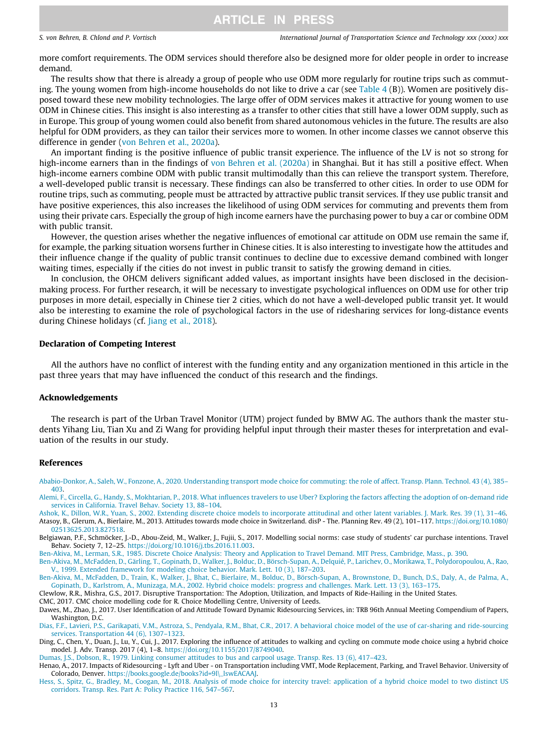more comfort requirements. The ODM services should therefore also be designed more for older people in order to increase demand.

The results show that there is already a group of people who use ODM more regularly for routine trips such as commuting. The young women from high-income households do not like to drive a car (see Table 4 (B)). Women are positively disposed toward these new mobility technologies. The large offer of ODM services makes it attractive for young women to use ODM in Chinese cities. This insight is also interesting as a transfer to other cities that still have a lower ODM supply, such as in Europe. This group of young women could also benefit from shared autonomous vehicles in the future. The results are also helpful for ODM providers, as they can tailor their services more to women. In other income classes we cannot observe this difference in gender (von Behren et al., 2020a).

An important finding is the positive influence of public transit experience. The influence of the LV is not so strong for high-income earners than in the findings of von Behren et al. (2020a) in Shanghai. But it has still a positive effect. When high-income earners combine ODM with public transit multimodally than this can relieve the transport system. Therefore, a well-developed public transit is necessary. These findings can also be transferred to other cities. In order to use ODM for routine trips, such as commuting, people must be attracted by attractive public transit services. If they use public transit and have positive experiences, this also increases the likelihood of using ODM services for commuting and prevents them from using their private cars. Especially the group of high income earners have the purchasing power to buy a car or combine ODM with public transit.

However, the question arises whether the negative influences of emotional car attitude on ODM use remain the same if, for example, the parking situation worsens further in Chinese cities. It is also interesting to investigate how the attitudes and their influence change if the quality of public transit continues to decline due to excessive demand combined with longer waiting times, especially if the cities do not invest in public transit to satisfy the growing demand in cities.

In conclusion, the OHCM delivers significant added values, as important insights have been disclosed in the decision-making process. For further research, it will be necessary to investigate psychological influences on ODM use for other trip purposes in more detail, especially in Chinese tier 2 cities, which do not have a well-developed public transit yet. It would also be interesting to examine the role of psychological factors in the use of ridesharing services for long-distance events during Chinese holidays (cf. Jiang et al., 2018).

## Declaration of Competing Interest

All the authors have no conflict of interest with the funding entity and any organization mentioned in this article in the past three years that may have influenced the conduct of this research and the findings.

## Acknowledgements

The research is part of the Urban Travel Monitor (UTM) project funded by BMW AG. The authors thank the master students Yihang Liu, Tian Xu and Zi Wang for providing helpful input through their master theses for interpretation and evaluation of the results in our study.

## References

Ababio-Donkor, A., Saleh, W., Fonzone, A., 2020. Understanding transport mode choice for commuting: the role of affect. Transp. Plann. Technol. 43 (4), 385–403.

Alemi, F., Circella, G., Handy, S., Mokhtarian, P., 2018. What influences travelers to use Uber? Exploring the factors affecting the adoption of on-demand ride services in California. Travel Behav. Society 13, 88–104.

Ashok, K., Dillon, W.R., Yuan, S., 2002. Extending discrete choice models to incorporate attitudinal and other latent variables. J. Mark. Res. 39 (1), 31–46.

Atasoy, B., Glerum, A., Bierlaire, M., 2013. Attitudes towards mode choice in Switzerland. disP - The. Planning Rev. 49 (2), 101–117. https://doi.org/10.1080/02513625.2013.827518.

Belgiawan, P.F., Schmöcker, J.-D., Abou-Zeid, M., Walker, J., Fujii, S., 2017. Modelling social norms: case study of students' car purchase intentions. Travel Behav. Society 7, 12–25. https://doi.org/10.1016/j.tbs.2016.11.003.

Ben-Akiva, M., Lerman, S.R., 1985. Discrete Choice Analysis: Theory and Application to Travel Demand. MIT Press, Cambridge, Mass., p. 390.

Ben-Akiva, M., McFadden, D., Gärling, T., Gopinath, D., Walker, J., Bolduc, D., Börsch-Supan, A., Delquié, P., Larichev, O., Morikawa, T., Polydoropoulou, A., Rao, V., 1999. Extended framework for modeling choice behavior. Mark. Lett. 10 (3), 187–203.

Ben-Akiva, M., McFadden, D., Train, K., Walker, J., Bhat, C., Bierlaire, M., Bolduc, D., Börsch-Supan, A., Brownstone, D., Bunch, D.S., Daly, A., de Palma, A., Gopinath, D., Karlstrom, A., Munizaga, M.A., 2002. Hybrid choice models: progress and challenges. Mark. Lett. 13 (3), 163–175.

Clewlow, R.R., Mishra, G.S., 2017. Disruptive Transportation: The Adoption, Utilization, and Impacts of Ride-Hailing in the United States.

CMC, 2017. CMC choice modelling code for R. Choice Modelling Centre, University of Leeds.

Dawes, M., Zhao, J., 2017. User Identification of and Attitude Toward Dynamic Ridesourcing Services, in: TRB 96th Annual Meeting Compendium of Papers, Washington, D.C.

Dias, F.F., Lavieri, P.S., Garikapati, V.M., Astroza, S., Pendyala, R.M., Bhat, C.R., 2017. A behavioral choice model of the use of car-sharing and ride-sourcing services. Transportation 44 (6), 1307–1323.

Ding, C., Chen, Y., Duan, J., Lu, Y., Cui, J., 2017. Exploring the influence of attitudes to walking and cycling on commute mode choice using a hybrid choice model. J. Adv. Transp. 2017 (4), 1–8. https://doi.org/10.1155/2017/8749040.

Dumas, J.S., Dobson, R., 1979. Linking consumer attitudes to bus and carpool usage. Transp. Res. 13 (6), 417–423.

Henao, A., 2017. Impacts of Ridesourcing - Lyft and Uber - on Transportation including VMT, Mode Replacement, Parking, and Travel Behavior. University of Colorado, Denver. https://books.google.de/books?id=9l\_lswEACAAJ.

Hess, S., Spitz, G., Bradley, M., Coogan, M., 2018. Analysis of mode choice for intercity travel: application of a hybrid choice model to two distinct US corridors. Transp. Res. Part A: Policy Practice 116, 547–567.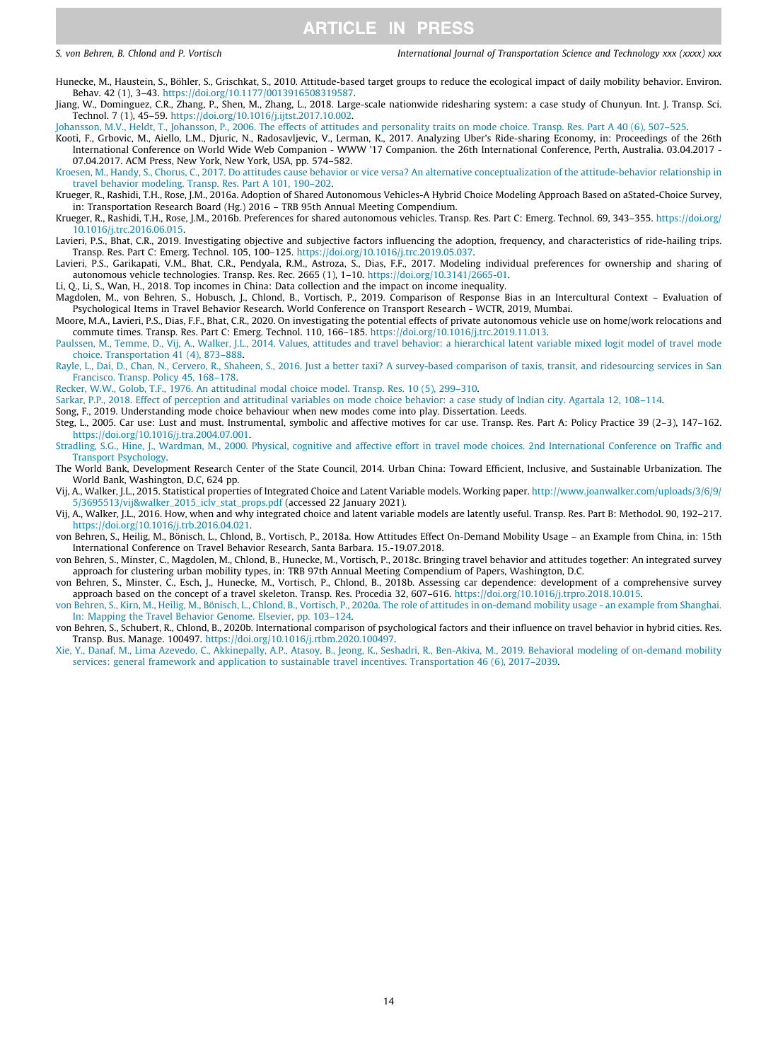Hunecke, M., Haustein, S., Böhler, S., Grischkat, S., 2010. Attitude-based target groups to reduce the ecological impact of daily mobility behavior. Environ. Behav. 42 (1), 3–43. https://doi.org/10.1177/0013916508319587.

Jiang, W., Dominguez, C.R., Zhang, P., Shen, M., Zhang, L., 2018. Large-scale nationwide ridesharing system: a case study of Chunyun. Int. J. Transp. Sci. Technol. 7 (1), 45–59. https://doi.org/10.1016/j.ijtst.2017.10.002.

Johansson, M.V., Heldt, T., Johansson, P., 2006. The effects of attitudes and personality traits on mode choice. Transp. Res. Part A 40 (6), 507–525.

Kooti, F., Grbovic, M., Aiello, L.M., Djuric, N., Radosavljevic, V., Lerman, K., 2017. Analyzing Uber's Ride-sharing Economy, in: Proceedings of the 26th International Conference on World Wide Web Companion - WWW '17 Companion. the 26th International Conference, Perth, Australia. 03.04.2017 - 07.04.2017. ACM Press, New York, New York, USA, pp. 574–582.

Kroesen, M., Handy, S., Chorus, C., 2017. Do attitudes cause behavior or vice versa? An alternative conceptualization of the attitude-behavior relationship in travel behavior modeling. Transp. Res. Part A 101, 190–202.

Krueger, R., Rashidi, T.H., Rose, J.M., 2016a. Adoption of Shared Autonomous Vehicles-A Hybrid Choice Modeling Approach Based on aStated-Choice Survey, in: Transportation Research Board (Hg.) 2016 – TRB 95th Annual Meeting Compendium.

Krueger, R., Rashidi, T.H., Rose, J.M., 2016b. Preferences for shared autonomous vehicles. Transp. Res. Part C: Emerg. Technol. 69, 343–355. https://doi.org/10.1016/j.trc.2016.06.015.

Lavieri, P.S., Bhat, C.R., 2019. Investigating objective and subjective factors influencing the adoption, frequency, and characteristics of ride-hailing trips. Transp. Res. Part C: Emerg. Technol. 105, 100–125. https://doi.org/10.1016/j.trc.2019.05.037.

Lavieri, P.S., Garikapati, V.M., Bhat, C.R., Pendyala, R.M., Astroza, S., Dias, F.F., 2017. Modeling individual preferences for ownership and sharing of autonomous vehicle technologies. Transp. Res. Rec. 2665 (1), 1–10. https://doi.org/10.3141/2665-01.

Li, Q., Li, S., Wan, H., 2018. Top incomes in China: Data collection and the impact on income inequality.

Magdolen, M., von Behren, S., Hobusch, J., Chlond, B., Vortisch, P., 2019. Comparison of Response Bias in an Intercultural Context – Evaluation of Psychological Items in Travel Behavior Research. World Conference on Transport Research - WCTR, 2019, Mumbai.

Moore, M.A., Lavieri, P.S., Dias, F.F., Bhat, C.R., 2020. On investigating the potential effects of private autonomous vehicle use on home/work relocations and commute times. Transp. Res. Part C: Emerg. Technol. 110, 166–185. https://doi.org/10.1016/j.trc.2019.11.013.

Paulssen, M., Temme, D., Vij, A., Walker, J.L., 2014. Values, attitudes and travel behavior: a hierarchical latent variable mixed logit model of travel mode choice. Transportation 41 (4), 873–888.

Rayle, L., Dai, D., Chan, N., Cervero, R., Shaheen, S., 2016. Just a better taxi? A survey-based comparison of taxis, transit, and ridesourcing services in San Francisco. Transp. Policy 45, 168–178.

Recker, W.W., Golob, T.F., 1976. An attitudinal modal choice model. Transp. Res. 10 (5), 299–310.

Sarkar, P.P., 2018. Effect of perception and attitudinal variables on mode choice behavior: a case study of Indian city. Agartala 12, 108–114.

Song, F., 2019. Understanding mode choice behaviour when new modes come into play. Dissertation. Leeds.

Steg, L., 2005. Car use: Lust and must. Instrumental, symbolic and affective motives for car use. Transp. Res. Part A: Policy Practice 39 (2–3), 147–162. https://doi.org/10.1016/j.tra.2004.07.001.

Stradling, S.G., Hine, J., Wardman, M., 2000. Physical, cognitive and affective effort in travel mode choices. 2nd International Conference on Traffic and Transport Psychology.

The World Bank, Development Research Center of the State Council, 2014. Urban China: Toward Efficient, Inclusive, and Sustainable Urbanization. The World Bank, Washington, D.C, 624 pp.

Vij, A., Walker, J.L., 2015. Statistical properties of Integrated Choice and Latent Variable models. Working paper. http://www.joanwalker.com/uploads/3/6/9/5/3695513/vij&walker_2015_iclv_stat_props.pdf (accessed 22 January 2021).

Vij, A., Walker, J.L., 2016. How, when and why integrated choice and latent variable models are latently useful. Transp. Res. Part B: Methodol. 90, 192–217. https://doi.org/10.1016/j.trb.2016.04.021.

von Behren, S., Heilig, M., Bönisch, L., Chlond, B., Vortisch, P., 2018a. How Attitudes Effect On-Demand Mobility Usage – an Example from China, in: 15th International Conference on Travel Behavior Research, Santa Barbara. 15.-19.07.2018.

von Behren, S., Minster, C., Magdolen, M., Chlond, B., Hunecke, M., Vortisch, P., 2018c. Bringing travel behavior and attitudes together: An integrated survey approach for clustering urban mobility types, in: TRB 97th Annual Meeting Compendium of Papers, Washington, D.C.

von Behren, S., Minster, C., Esch, J., Hunecke, M., Vortisch, P., Chlond, B., 2018b. Assessing car dependence: development of a comprehensive survey approach based on the concept of a travel skeleton. Transp. Res. Procedia 32, 607–616. https://doi.org/10.1016/j.trpro.2018.10.015.

von Behren, S., Kirn, M., Heilig, M., Bönisch, L., Chlond, B., Vortisch, P., 2020a. The role of attitudes in on-demand mobility usage - an example from Shanghai. In: Mapping the Travel Behavior Genome. Elsevier, pp. 103–124.

von Behren, S., Schubert, R., Chlond, B., 2020b. International comparison of psychological factors and their influence on travel behavior in hybrid cities. Res. Transp. Bus. Manage. 100497. https://doi.org/10.1016/j.rtbm.2020.100497.

Xie, Y., Danaf, M., Lima Azevedo, C., Akkinepally, A.P., Atasoy, B., Jeong, K., Seshadri, R., Ben-Akiva, M., 2019. Behavioral modeling of on-demand mobility services: general framework and application to sustainable travel incentives. Transportation 46 (6), 2017–2039.